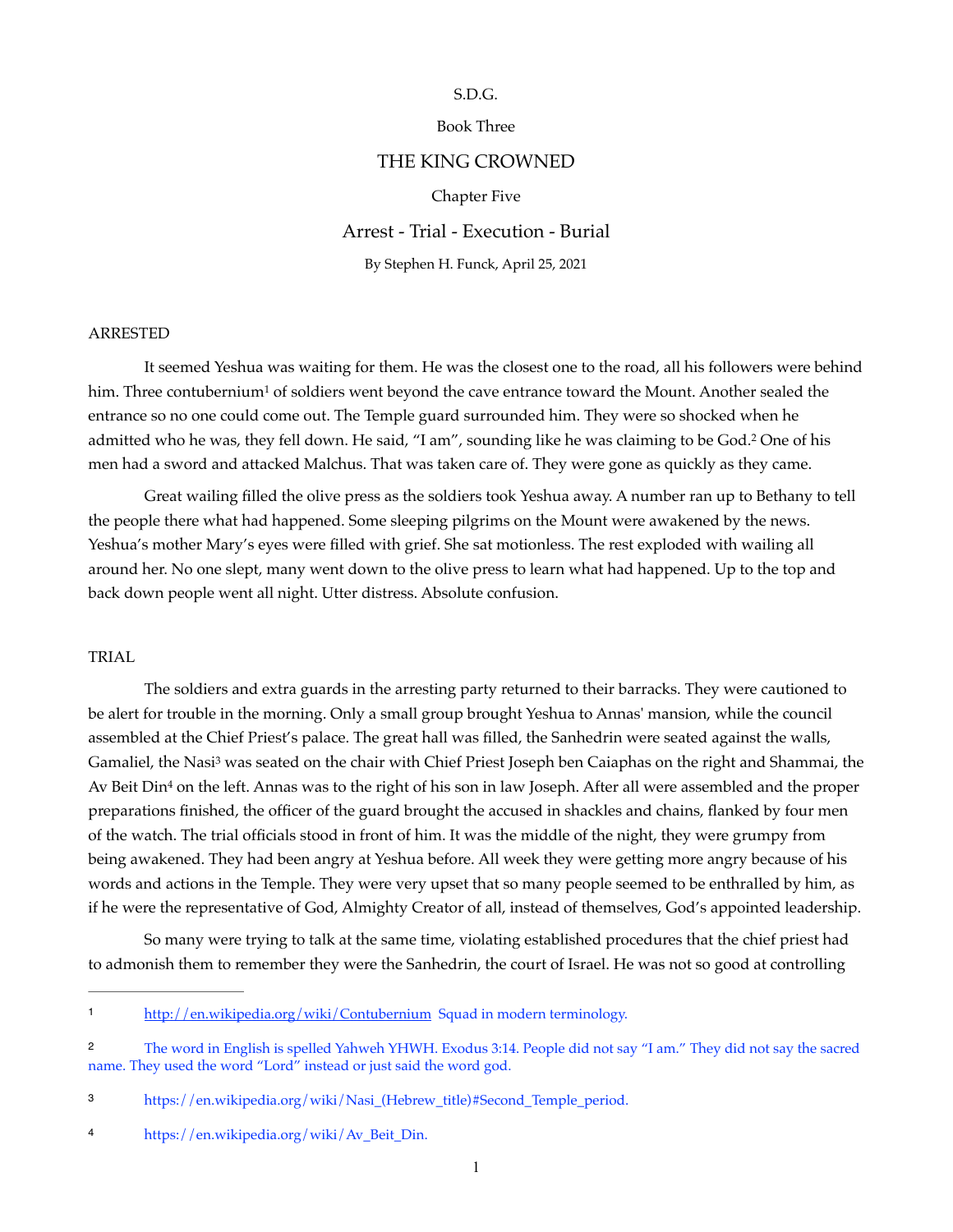S.D.G.

Book Three

# THE KING CROWNED

Chapter Five

## Arrest - Trial - Execution - Burial

By Stephen H. Funck, April 25, 2021

### ARRESTED

It seemed Yeshua was waiting for them. He was the closest one to the road, all his followers were behind him. Three contubernium[1] of soldiers went beyond the cave entrance toward the Mount. Another sealed the entrance so no one could come out. The Temple guard surrounded him. They were so shocked when he admitted who he was, they fell down. He said, "I am", sounding like he was claiming to be God.[2] One of his men had a sword and attacked Malchus. That was taken care of. They were gone as quickly as they came.

Great wailing filled the olive press as the soldiers took Yeshua away. A number ran up to Bethany to tell the people there what had happened. Some sleeping pilgrims on the Mount were awakened by the news. Yeshua's mother Mary's eyes were filled with grief. She sat motionless. The rest exploded with wailing all around her. No one slept, many went down to the olive press to learn what had happened. Up to the top and back down people went all night. Utter distress. Absolute confusion.

### TRIAL

The soldiers and extra guards in the arresting party returned to their barracks. They were cautioned to be alert for trouble in the morning. Only a small group brought Yeshua to Annas' mansion, while the council assembled at the Chief Priest's palace. The great hall was filled, the Sanhedrin were seated against the walls, Gamaliel, the Nasi[3] was seated on the chair with Chief Priest Joseph ben Caiaphas on the right and Shammai, the Av Beit Din[4] on the left. Annas was to the right of his son in law Joseph. After all were assembled and the proper preparations finished, the officer of the guard brought the accused in shackles and chains, flanked by four men of the watch. The trial officials stood in front of him. It was the middle of the night, they were grumpy from being awakened. They had been angry at Yeshua before. All week they were getting more angry because of his words and actions in the Temple. They were very upset that so many people seemed to be enthralled by him, as if he were the representative of God, Almighty Creator of all, instead of themselves, God's appointed leadership.

So many were trying to talk at the same time, violating established procedures that the chief priest had to admonish them to remember they were the Sanhedrin, the court of Israel. He was not so good at controlling

---

[1] http://en.wikipedia.org/wiki/Contubernium Squad in modern terminology.

[2] The word in English is spelled Yahweh YHWH. Exodus 3:14. People did not say "I am." They did not say the sacred name. They used the word "Lord" instead or just said the word god.

[3] https://en.wikipedia.org/wiki/Nasi_(Hebrew_title)#Second_Temple_period.

[4] https://en.wikipedia.org/wiki/Av_Beit_Din.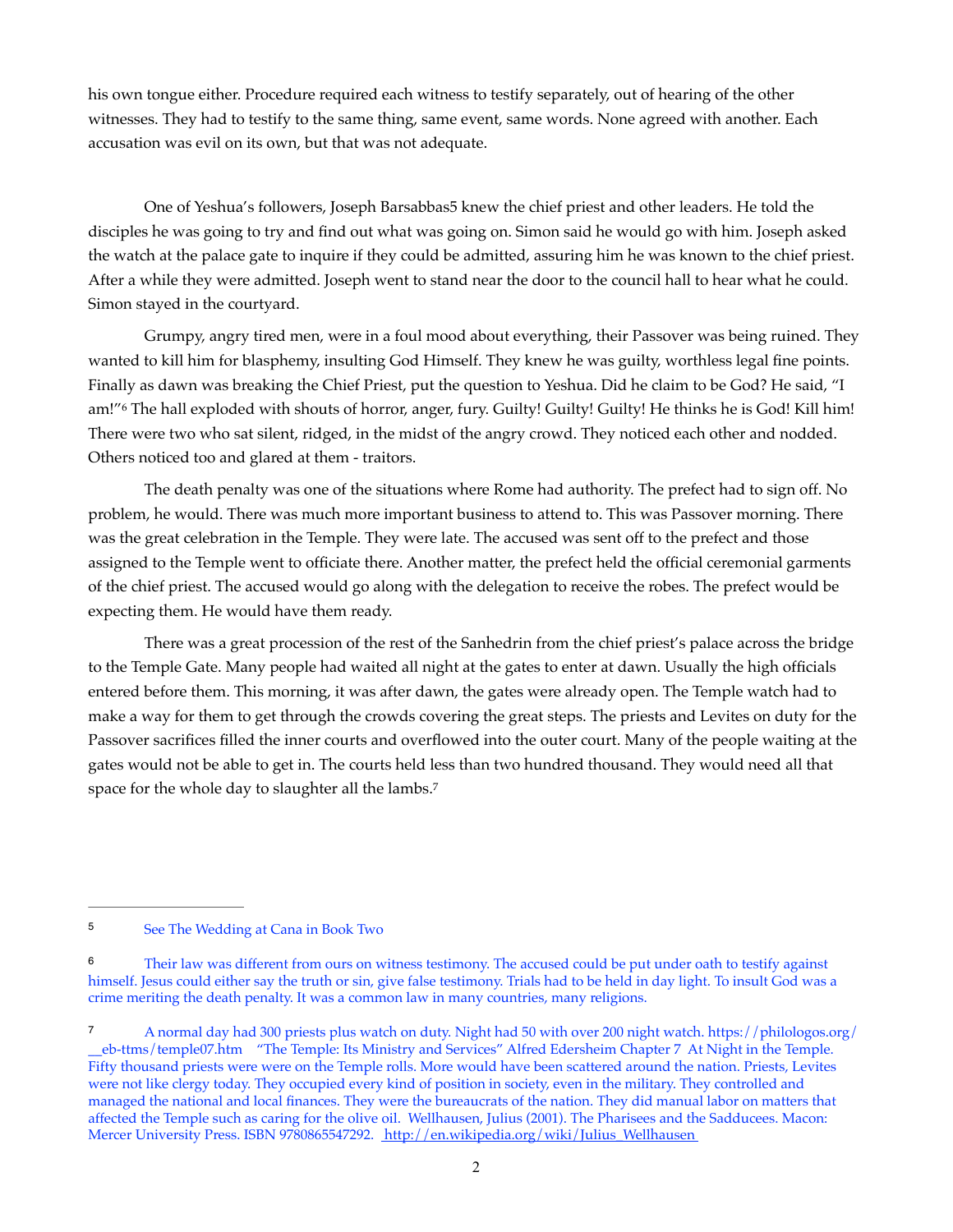his own tongue either. Procedure required each witness to testify separately, out of hearing of the other witnesses. They had to testify to the same thing, same event, same words. None agreed with another. Each accusation was evil on its own, but that was not adequate.

One of Yeshua's followers, Joseph Barsabbas[5] knew the chief priest and other leaders. He told the disciples he was going to try and find out what was going on. Simon said he would go with him. Joseph asked the watch at the palace gate to inquire if they could be admitted, assuring him he was known to the chief priest. After a while they were admitted. Joseph went to stand near the door to the council hall to hear what he could. Simon stayed in the courtyard.

Grumpy, angry tired men, were in a foul mood about everything, their Passover was being ruined. They wanted to kill him for blasphemy, insulting God Himself. They knew he was guilty, worthless legal fine points. Finally as dawn was breaking the Chief Priest, put the question to Yeshua. Did he claim to be God? He said, "I am!"[6] The hall exploded with shouts of horror, anger, fury. Guilty! Guilty! Guilty! He thinks he is God! Kill him! There were two who sat silent, ridged, in the midst of the angry crowd. They noticed each other and nodded. Others noticed too and glared at them - traitors.

The death penalty was one of the situations where Rome had authority. The prefect had to sign off. No problem, he would. There was much more important business to attend to. This was Passover morning. There was the great celebration in the Temple. They were late. The accused was sent off to the prefect and those assigned to the Temple went to officiate there. Another matter, the prefect held the official ceremonial garments of the chief priest. The accused would go along with the delegation to receive the robes. The prefect would be expecting them. He would have them ready.

There was a great procession of the rest of the Sanhedrin from the chief priest's palace across the bridge to the Temple Gate. Many people had waited all night at the gates to enter at dawn. Usually the high officials entered before them. This morning, it was after dawn, the gates were already open. The Temple watch had to make a way for them to get through the crowds covering the great steps. The priests and Levites on duty for the Passover sacrifices filled the inner courts and overflowed into the outer court. Many of the people waiting at the gates would not be able to get in. The courts held less than two hundred thousand. They would need all that space for the whole day to slaughter all the lambs.[7]

---

[5] See The Wedding at Cana in Book Two

[6] Their law was different from ours on witness testimony. The accused could be put under oath to testify against himself. Jesus could either say the truth or sin, give false testimony. Trials had to be held in day light. To insult God was a crime meriting the death penalty. It was a common law in many countries, many religions.

[7] A normal day had 300 priests plus watch on duty. Night had 50 with over 200 night watch. https://philologos.org/__eb-ttms/temple07.htm "The Temple: Its Ministry and Services" Alfred Edersheim Chapter 7 At Night in the Temple. Fifty thousand priests were were on the Temple rolls. More would have been scattered around the nation. Priests, Levites were not like clergy today. They occupied every kind of position in society, even in the military. They controlled and managed the national and local finances. They were the bureaucrats of the nation. They did manual labor on matters that affected the Temple such as caring for the olive oil. Wellhausen, Julius (2001). The Pharisees and the Sadducees. Macon: Mercer University Press. ISBN 9780865547292. http://en.wikipedia.org/wiki/Julius_Wellhausen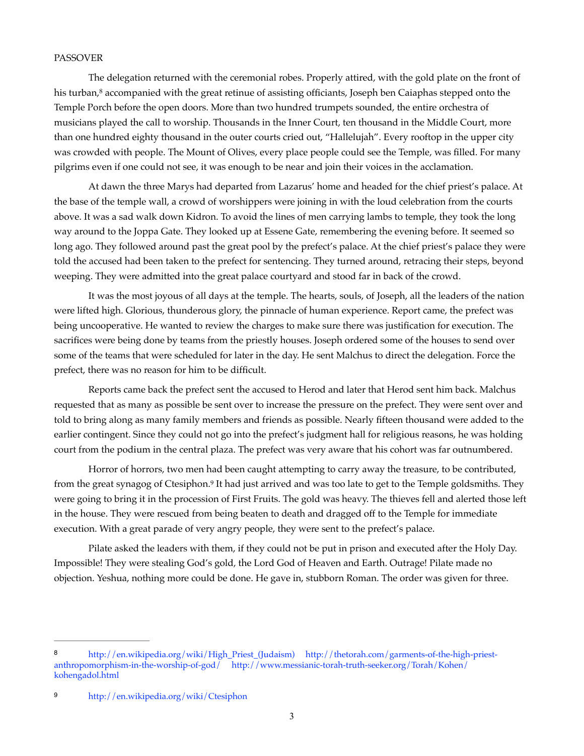PASSOVER

The delegation returned with the ceremonial robes. Properly attired, with the gold plate on the front of his turban,[8] accompanied with the great retinue of assisting officiants, Joseph ben Caiaphas stepped onto the Temple Porch before the open doors. More than two hundred trumpets sounded, the entire orchestra of musicians played the call to worship. Thousands in the Inner Court, ten thousand in the Middle Court, more than one hundred eighty thousand in the outer courts cried out, "Hallelujah". Every rooftop in the upper city was crowded with people. The Mount of Olives, every place people could see the Temple, was filled. For many pilgrims even if one could not see, it was enough to be near and join their voices in the acclamation.

At dawn the three Marys had departed from Lazarus' home and headed for the chief priest's palace. At the base of the temple wall, a crowd of worshippers were joining in with the loud celebration from the courts above. It was a sad walk down Kidron. To avoid the lines of men carrying lambs to temple, they took the long way around to the Joppa Gate. They looked up at Essene Gate, remembering the evening before. It seemed so long ago. They followed around past the great pool by the prefect's palace. At the chief priest's palace they were told the accused had been taken to the prefect for sentencing. They turned around, retracing their steps, beyond weeping. They were admitted into the great palace courtyard and stood far in back of the crowd.

It was the most joyous of all days at the temple. The hearts, souls, of Joseph, all the leaders of the nation were lifted high. Glorious, thunderous glory, the pinnacle of human experience. Report came, the prefect was being uncooperative. He wanted to review the charges to make sure there was justification for execution. The sacrifices were being done by teams from the priestly houses. Joseph ordered some of the houses to send over some of the teams that were scheduled for later in the day. He sent Malchus to direct the delegation. Force the prefect, there was no reason for him to be difficult.

Reports came back the prefect sent the accused to Herod and later that Herod sent him back. Malchus requested that as many as possible be sent over to increase the pressure on the prefect. They were sent over and told to bring along as many family members and friends as possible. Nearly fifteen thousand were added to the earlier contingent. Since they could not go into the prefect's judgment hall for religious reasons, he was holding court from the podium in the central plaza. The prefect was very aware that his cohort was far outnumbered.

Horror of horrors, two men had been caught attempting to carry away the treasure, to be contributed, from the great synagog of Ctesiphon.[9] It had just arrived and was too late to get to the Temple goldsmiths. They were going to bring it in the procession of First Fruits. The gold was heavy. The thieves fell and alerted those left in the house. They were rescued from being beaten to death and dragged off to the Temple for immediate execution. With a great parade of very angry people, they were sent to the prefect's palace.

Pilate asked the leaders with them, if they could not be put in prison and executed after the Holy Day. Impossible! They were stealing God's gold, the Lord God of Heaven and Earth. Outrage! Pilate made no objection. Yeshua, nothing more could be done. He gave in, stubborn Roman. The order was given for three.

---

[8] http://en.wikipedia.org/wiki/High_Priest_(Judaism) http://thetorah.com/garments-of-the-high-priest-anthropomorphism-in-the-worship-of-god/ http://www.messianic-torah-truth-seeker.org/Torah/Kohen/kohengadol.html

[9] http://en.wikipedia.org/wiki/Ctesiphon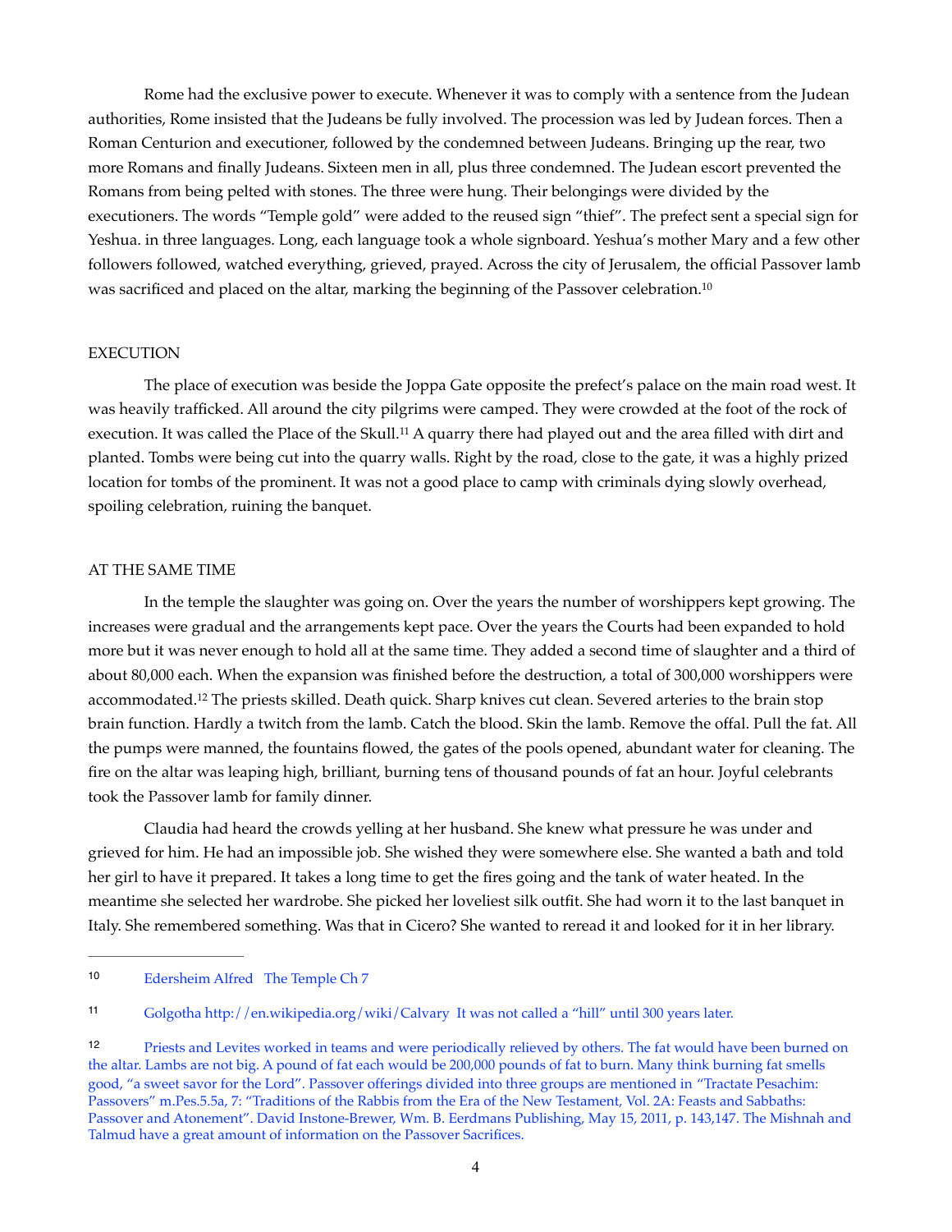Rome had the exclusive power to execute. Whenever it was to comply with a sentence from the Judean authorities, Rome insisted that the Judeans be fully involved. The procession was led by Judean forces. Then a Roman Centurion and executioner, followed by the condemned between Judeans. Bringing up the rear, two more Romans and finally Judeans. Sixteen men in all, plus three condemned. The Judean escort prevented the Romans from being pelted with stones. The three were hung. Their belongings were divided by the executioners. The words "Temple gold" were added to the reused sign "thief". The prefect sent a special sign for Yeshua. in three languages. Long, each language took a whole signboard. Yeshua's mother Mary and a few other followers followed, watched everything, grieved, prayed. Across the city of Jerusalem, the official Passover lamb was sacrificed and placed on the altar, marking the beginning of the Passover celebration.[10]

## EXECUTION

The place of execution was beside the Joppa Gate opposite the prefect's palace on the main road west. It was heavily trafficked. All around the city pilgrims were camped. They were crowded at the foot of the rock of execution. It was called the Place of the Skull.[11] A quarry there had played out and the area filled with dirt and planted. Tombs were being cut into the quarry walls. Right by the road, close to the gate, it was a highly prized location for tombs of the prominent. It was not a good place to camp with criminals dying slowly overhead, spoiling celebration, ruining the banquet.

## AT THE SAME TIME

In the temple the slaughter was going on. Over the years the number of worshippers kept growing. The increases were gradual and the arrangements kept pace. Over the years the Courts had been expanded to hold more but it was never enough to hold all at the same time. They added a second time of slaughter and a third of about 80,000 each. When the expansion was finished before the destruction, a total of 300,000 worshippers were accommodated.[12] The priests skilled. Death quick. Sharp knives cut clean. Severed arteries to the brain stop brain function. Hardly a twitch from the lamb. Catch the blood. Skin the lamb. Remove the offal. Pull the fat. All the pumps were manned, the fountains flowed, the gates of the pools opened, abundant water for cleaning. The fire on the altar was leaping high, brilliant, burning tens of thousand pounds of fat an hour. Joyful celebrants took the Passover lamb for family dinner.

Claudia had heard the crowds yelling at her husband. She knew what pressure he was under and grieved for him. He had an impossible job. She wished they were somewhere else. She wanted a bath and told her girl to have it prepared. It takes a long time to get the fires going and the tank of water heated. In the meantime she selected her wardrobe. She picked her loveliest silk outfit. She had worn it to the last banquet in Italy. She remembered something. Was that in Cicero? She wanted to reread it and looked for it in her library.

---

[10] Edersheim Alfred The Temple Ch 7

[11] Golgotha http://en.wikipedia.org/wiki/Calvary It was not called a "hill" until 300 years later.

[12] Priests and Levites worked in teams and were periodically relieved by others. The fat would have been burned on the altar. Lambs are not big. A pound of fat each would be 200,000 pounds of fat to burn. Many think burning fat smells good, "a sweet savor for the Lord". Passover offerings divided into three groups are mentioned in "Tractate Pesachim: Passovers" m.Pes.5.5a, 7: "Traditions of the Rabbis from the Era of the New Testament, Vol. 2A: Feasts and Sabbaths: Passover and Atonement". David Instone-Brewer, Wm. B. Eerdmans Publishing, May 15, 2011, p. 143,147. The Mishnah and Talmud have a great amount of information on the Passover Sacrifices.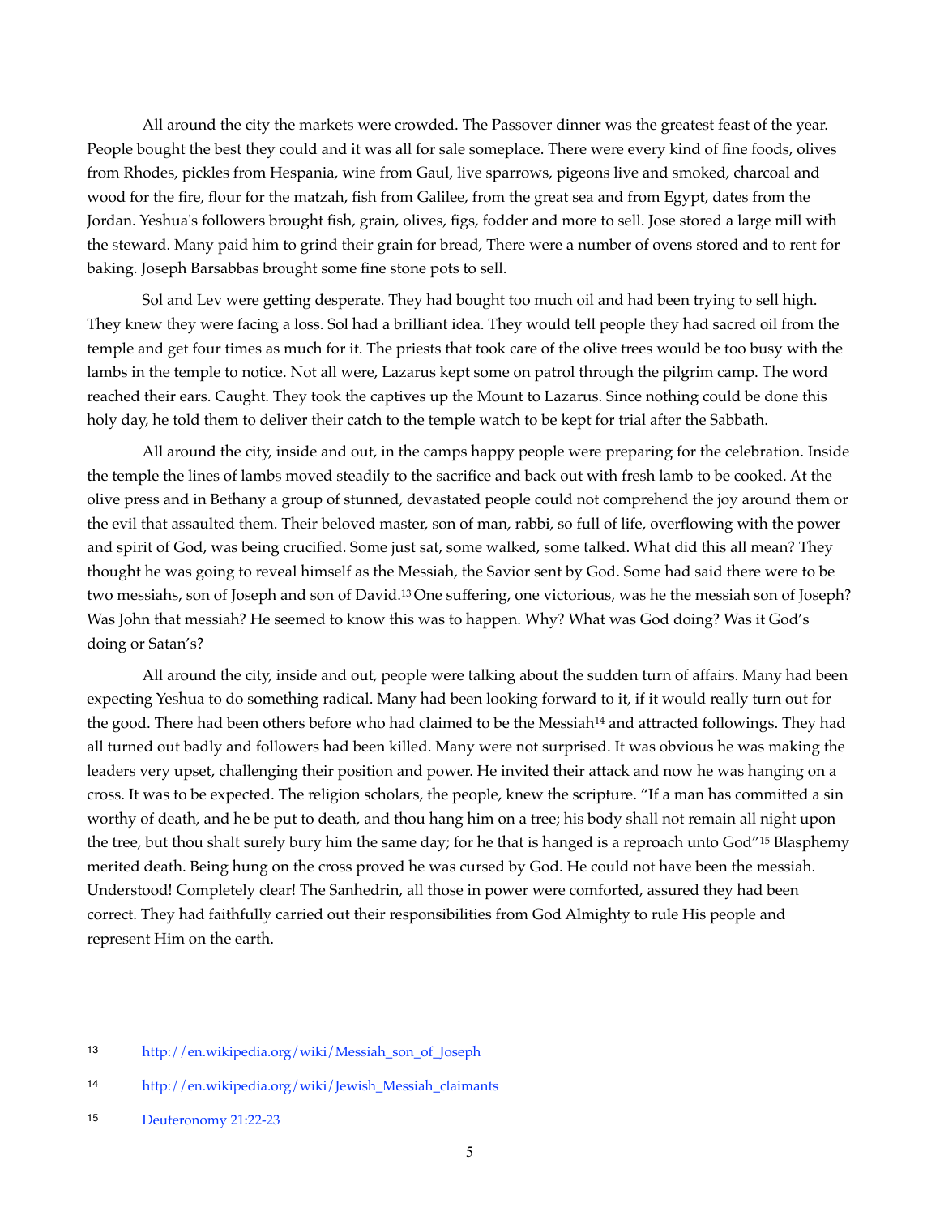All around the city the markets were crowded. The Passover dinner was the greatest feast of the year. People bought the best they could and it was all for sale someplace. There were every kind of fine foods, olives from Rhodes, pickles from Hespania, wine from Gaul, live sparrows, pigeons live and smoked, charcoal and wood for the fire, flour for the matzah, fish from Galilee, from the great sea and from Egypt, dates from the Jordan. Yeshua's followers brought fish, grain, olives, figs, fodder and more to sell. Jose stored a large mill with the steward. Many paid him to grind their grain for bread, There were a number of ovens stored and to rent for baking. Joseph Barsabbas brought some fine stone pots to sell.

Sol and Lev were getting desperate. They had bought too much oil and had been trying to sell high. They knew they were facing a loss. Sol had a brilliant idea. They would tell people they had sacred oil from the temple and get four times as much for it. The priests that took care of the olive trees would be too busy with the lambs in the temple to notice. Not all were, Lazarus kept some on patrol through the pilgrim camp. The word reached their ears. Caught. They took the captives up the Mount to Lazarus. Since nothing could be done this holy day, he told them to deliver their catch to the temple watch to be kept for trial after the Sabbath.

All around the city, inside and out, in the camps happy people were preparing for the celebration. Inside the temple the lines of lambs moved steadily to the sacrifice and back out with fresh lamb to be cooked. At the olive press and in Bethany a group of stunned, devastated people could not comprehend the joy around them or the evil that assaulted them. Their beloved master, son of man, rabbi, so full of life, overflowing with the power and spirit of God, was being crucified. Some just sat, some walked, some talked. What did this all mean? They thought he was going to reveal himself as the Messiah, the Savior sent by God. Some had said there were to be two messiahs, son of Joseph and son of David.[13] One suffering, one victorious, was he the messiah son of Joseph? Was John that messiah? He seemed to know this was to happen. Why? What was God doing? Was it God's doing or Satan's?

All around the city, inside and out, people were talking about the sudden turn of affairs. Many had been expecting Yeshua to do something radical. Many had been looking forward to it, if it would really turn out for the good. There had been others before who had claimed to be the Messiah[14] and attracted followings. They had all turned out badly and followers had been killed. Many were not surprised. It was obvious he was making the leaders very upset, challenging their position and power. He invited their attack and now he was hanging on a cross. It was to be expected. The religion scholars, the people, knew the scripture. "If a man has committed a sin worthy of death, and he be put to death, and thou hang him on a tree; his body shall not remain all night upon the tree, but thou shalt surely bury him the same day; for he that is hanged is a reproach unto God"[15] Blasphemy merited death. Being hung on the cross proved he was cursed by God. He could not have been the messiah. Understood! Completely clear! The Sanhedrin, all those in power were comforted, assured they had been correct. They had faithfully carried out their responsibilities from God Almighty to rule His people and represent Him on the earth.

---

[13] http://en.wikipedia.org/wiki/Messiah_son_of_Joseph

[14] http://en.wikipedia.org/wiki/Jewish_Messiah_claimants

[15] Deuteronomy 21:22-23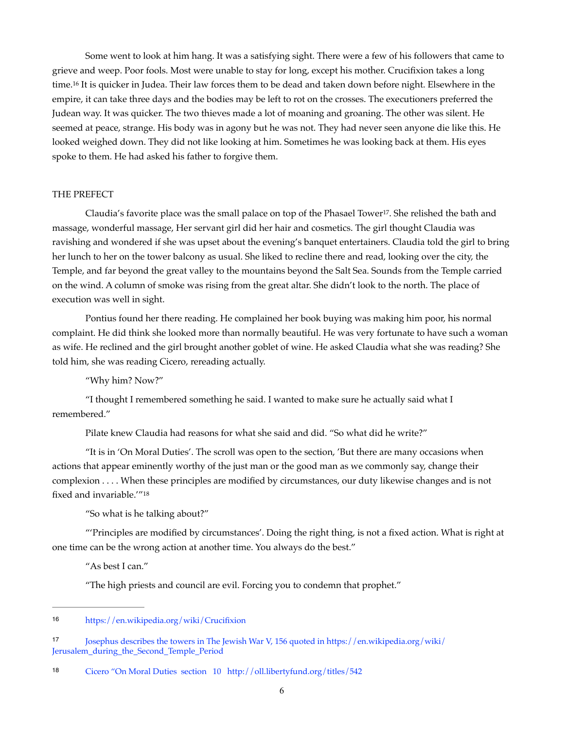Some went to look at him hang. It was a satisfying sight. There were a few of his followers that came to grieve and weep. Poor fools. Most were unable to stay for long, except his mother. Crucifixion takes a long time.[16] It is quicker in Judea. Their law forces them to be dead and taken down before night. Elsewhere in the empire, it can take three days and the bodies may be left to rot on the crosses. The executioners preferred the Judean way. It was quicker. The two thieves made a lot of moaning and groaning. The other was silent. He seemed at peace, strange. His body was in agony but he was not. They had never seen anyone die like this. He looked weighed down. They did not like looking at him. Sometimes he was looking back at them. His eyes spoke to them. He had asked his father to forgive them.

THE PREFECT

Claudia's favorite place was the small palace on top of the Phasael Tower[17]. She relished the bath and massage, wonderful massage, Her servant girl did her hair and cosmetics. The girl thought Claudia was ravishing and wondered if she was upset about the evening's banquet entertainers. Claudia told the girl to bring her lunch to her on the tower balcony as usual. She liked to recline there and read, looking over the city, the Temple, and far beyond the great valley to the mountains beyond the Salt Sea. Sounds from the Temple carried on the wind. A column of smoke was rising from the great altar. She didn't look to the north. The place of execution was well in sight.

Pontius found her there reading. He complained her book buying was making him poor, his normal complaint. He did think she looked more than normally beautiful. He was very fortunate to have such a woman as wife. He reclined and the girl brought another goblet of wine. He asked Claudia what she was reading? She told him, she was reading Cicero, rereading actually.

"Why him? Now?"

"I thought I remembered something he said. I wanted to make sure he actually said what I remembered."

Pilate knew Claudia had reasons for what she said and did. "So what did he write?"

"It is in 'On Moral Duties'. The scroll was open to the section, 'But there are many occasions when actions that appear eminently worthy of the just man or the good man as we commonly say, change their complexion . . . . When these principles are modified by circumstances, our duty likewise changes and is not fixed and invariable.'"[18]

"So what is he talking about?"

"'Principles are modified by circumstances'. Doing the right thing, is not a fixed action. What is right at one time can be the wrong action at another time. You always do the best."

"As best I can."

"The high priests and council are evil. Forcing you to condemn that prophet."

---

16 https://en.wikipedia.org/wiki/Crucifixion

17 Josephus describes the towers in The Jewish War V, 156 quoted in https://en.wikipedia.org/wiki/Jerusalem_during_the_Second_Temple_Period

18 Cicero "On Moral Duties section 10 http://oll.libertyfund.org/titles/542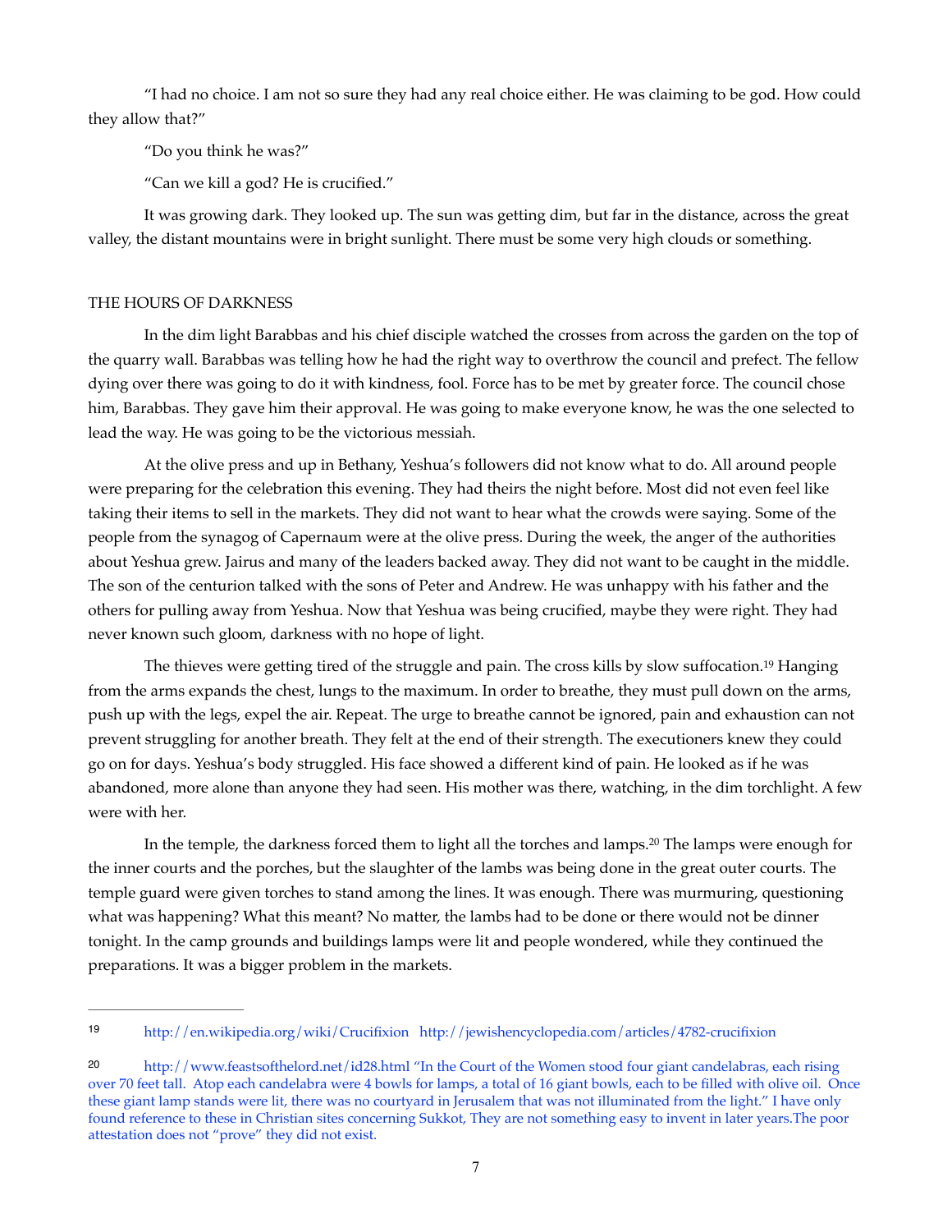“I had no choice. I am not so sure they had any real choice either. He was claiming to be god. How could they allow that?”

“Do you think he was?”

“Can we kill a god? He is crucified.”

It was growing dark. They looked up. The sun was getting dim, but far in the distance, across the great valley, the distant mountains were in bright sunlight. There must be some very high clouds or something.

## THE HOURS OF DARKNESS

In the dim light Barabbas and his chief disciple watched the crosses from across the garden on the top of the quarry wall. Barabbas was telling how he had the right way to overthrow the council and prefect. The fellow dying over there was going to do it with kindness, fool. Force has to be met by greater force. The council chose him, Barabbas. They gave him their approval. He was going to make everyone know, he was the one selected to lead the way. He was going to be the victorious messiah.

At the olive press and up in Bethany, Yeshua’s followers did not know what to do. All around people were preparing for the celebration this evening. They had theirs the night before. Most did not even feel like taking their items to sell in the markets. They did not want to hear what the crowds were saying. Some of the people from the synagog of Capernaum were at the olive press. During the week, the anger of the authorities about Yeshua grew. Jairus and many of the leaders backed away. They did not want to be caught in the middle. The son of the centurion talked with the sons of Peter and Andrew. He was unhappy with his father and the others for pulling away from Yeshua. Now that Yeshua was being crucified, maybe they were right. They had never known such gloom, darkness with no hope of light.

The thieves were getting tired of the struggle and pain. The cross kills by slow suffocation.[19] Hanging from the arms expands the chest, lungs to the maximum. In order to breathe, they must pull down on the arms, push up with the legs, expel the air. Repeat. The urge to breathe cannot be ignored, pain and exhaustion can not prevent struggling for another breath. They felt at the end of their strength. The executioners knew they could go on for days. Yeshua’s body struggled. His face showed a different kind of pain. He looked as if he was abandoned, more alone than anyone they had seen. His mother was there, watching, in the dim torchlight. A few were with her.

In the temple, the darkness forced them to light all the torches and lamps.[20] The lamps were enough for the inner courts and the porches, but the slaughter of the lambs was being done in the great outer courts. The temple guard were given torches to stand among the lines. It was enough. There was murmuring, questioning what was happening? What this meant? No matter, the lambs had to be done or there would not be dinner tonight. In the camp grounds and buildings lamps were lit and people wondered, while they continued the preparations. It was a bigger problem in the markets.

---

[19] http://en.wikipedia.org/wiki/Crucifixion http://jewishencyclopedia.com/articles/4782-crucifixion

[20] http://www.feastsofthelord.net/id28.html “In the Court of the Women stood four giant candelabras, each rising over 70 feet tall. Atop each candelabra were 4 bowls for lamps, a total of 16 giant bowls, each to be filled with olive oil. Once these giant lamp stands were lit, there was no courtyard in Jerusalem that was not illuminated from the light.” I have only found reference to these in Christian sites concerning Sukkot, They are not something easy to invent in later years.The poor attestation does not “prove” they did not exist.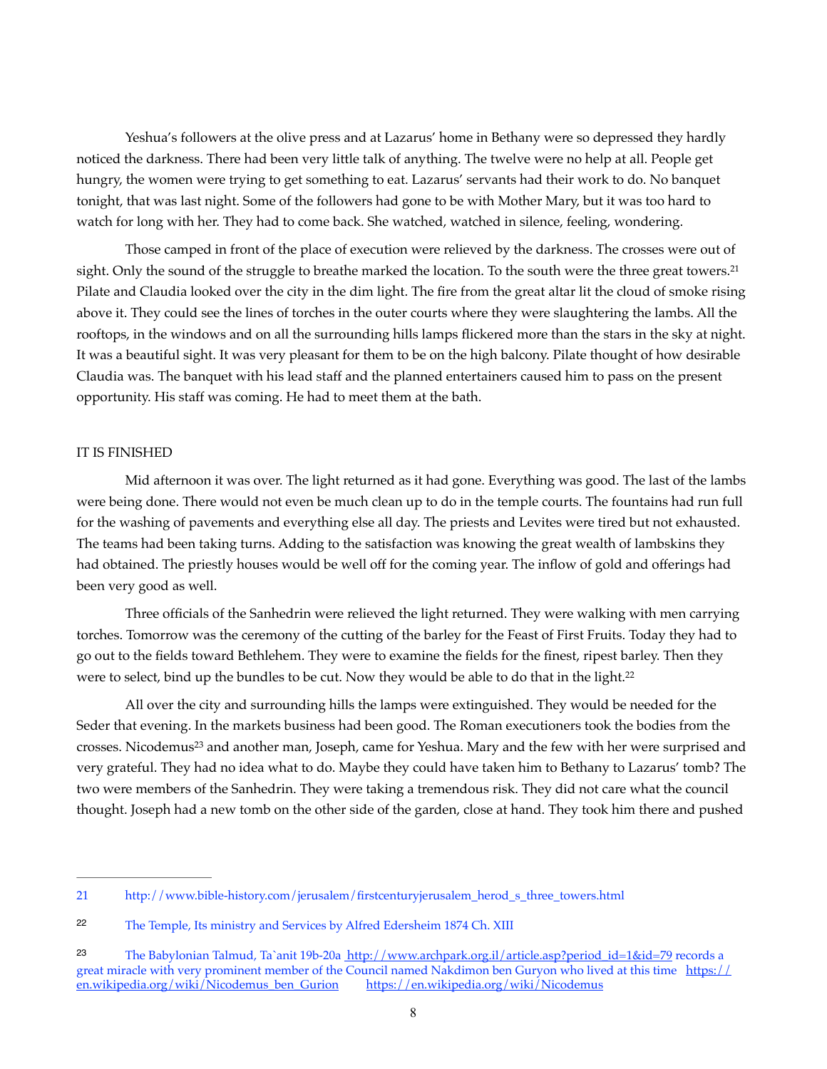Yeshua's followers at the olive press and at Lazarus' home in Bethany were so depressed they hardly noticed the darkness. There had been very little talk of anything. The twelve were no help at all. People get hungry, the women were trying to get something to eat. Lazarus' servants had their work to do. No banquet tonight, that was last night. Some of the followers had gone to be with Mother Mary, but it was too hard to watch for long with her. They had to come back. She watched, watched in silence, feeling, wondering.

Those camped in front of the place of execution were relieved by the darkness. The crosses were out of sight. Only the sound of the struggle to breathe marked the location. To the south were the three great towers.[21] Pilate and Claudia looked over the city in the dim light. The fire from the great altar lit the cloud of smoke rising above it. They could see the lines of torches in the outer courts where they were slaughtering the lambs. All the rooftops, in the windows and on all the surrounding hills lamps flickered more than the stars in the sky at night. It was a beautiful sight. It was very pleasant for them to be on the high balcony. Pilate thought of how desirable Claudia was. The banquet with his lead staff and the planned entertainers caused him to pass on the present opportunity. His staff was coming. He had to meet them at the bath.

## IT IS FINISHED

Mid afternoon it was over. The light returned as it had gone. Everything was good. The last of the lambs were being done. There would not even be much clean up to do in the temple courts. The fountains had run full for the washing of pavements and everything else all day. The priests and Levites were tired but not exhausted. The teams had been taking turns. Adding to the satisfaction was knowing the great wealth of lambskins they had obtained. The priestly houses would be well off for the coming year. The inflow of gold and offerings had been very good as well.

Three officials of the Sanhedrin were relieved the light returned. They were walking with men carrying torches. Tomorrow was the ceremony of the cutting of the barley for the Feast of First Fruits. Today they had to go out to the fields toward Bethlehem. They were to examine the fields for the finest, ripest barley. Then they were to select, bind up the bundles to be cut. Now they would be able to do that in the light.[22]

All over the city and surrounding hills the lamps were extinguished. They would be needed for the Seder that evening. In the markets business had been good. The Roman executioners took the bodies from the crosses. Nicodemus[23] and another man, Joseph, came for Yeshua. Mary and the few with her were surprised and very grateful. They had no idea what to do. Maybe they could have taken him to Bethany to Lazarus' tomb? The two were members of the Sanhedrin. They were taking a tremendous risk. They did not care what the council thought. Joseph had a new tomb on the other side of the garden, close at hand. They took him there and pushed

---

21 http://www.bible-history.com/jerusalem/firstcenturyjerusalem_herod_s_three_towers.html

22 The Temple, Its ministry and Services by Alfred Edersheim 1874 Ch. XIII

23 The Babylonian Talmud, Ta`anit 19b-20a http://www.archpark.org.il/article.asp?period_id=1&id=79 records a great miracle with very prominent member of the Council named Nakdimon ben Guryon who lived at this time https://en.wikipedia.org/wiki/Nicodemus_ben_Gurion https://en.wikipedia.org/wiki/Nicodemus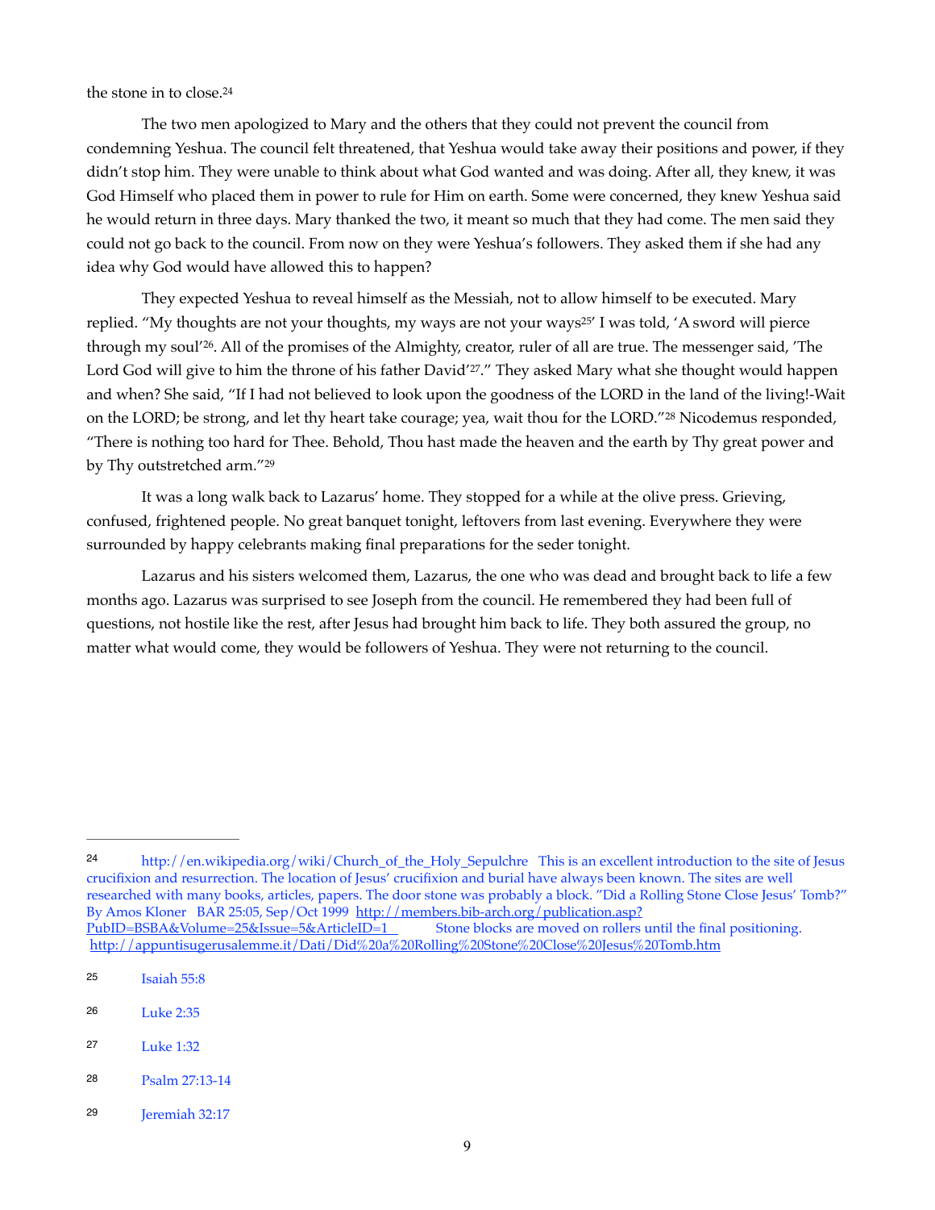the stone in to close.[24]

The two men apologized to Mary and the others that they could not prevent the council from condemning Yeshua. The council felt threatened, that Yeshua would take away their positions and power, if they didn't stop him. They were unable to think about what God wanted and was doing. After all, they knew, it was God Himself who placed them in power to rule for Him on earth. Some were concerned, they knew Yeshua said he would return in three days. Mary thanked the two, it meant so much that they had come. The men said they could not go back to the council. From now on they were Yeshua's followers. They asked them if she had any idea why God would have allowed this to happen?

They expected Yeshua to reveal himself as the Messiah, not to allow himself to be executed. Mary replied. "My thoughts are not your thoughts, my ways are not your ways[25]' I was told, 'A sword will pierce through my soul'[26]. All of the promises of the Almighty, creator, ruler of all are true. The messenger said, 'The Lord God will give to him the throne of his father David'[27]." They asked Mary what she thought would happen and when? She said, "If I had not believed to look upon the goodness of the LORD in the land of the living!-Wait on the LORD; be strong, and let thy heart take courage; yea, wait thou for the LORD."[28] Nicodemus responded, "There is nothing too hard for Thee. Behold, Thou hast made the heaven and the earth by Thy great power and by Thy outstretched arm."[29]

It was a long walk back to Lazarus' home. They stopped for a while at the olive press. Grieving, confused, frightened people. No great banquet tonight, leftovers from last evening. Everywhere they were surrounded by happy celebrants making final preparations for the seder tonight.

Lazarus and his sisters welcomed them, Lazarus, the one who was dead and brought back to life a few months ago. Lazarus was surprised to see Joseph from the council. He remembered they had been full of questions, not hostile like the rest, after Jesus had brought him back to life. They both assured the group, no matter what would come, they would be followers of Yeshua. They were not returning to the council.

---

24 http://en.wikipedia.org/wiki/Church_of_the_Holy_Sulpchre This is an excellent introduction to the site of Jesus crucifixion and resurrection. The location of Jesus' crucifixion and burial have always been known. The sites are well researched with many books, articles, papers. The door stone was probably a block. "Did a Rolling Stone Close Jesus' Tomb?" By Amos Kloner BAR 25:05, Sep/Oct 1999 http://members.bib-arch.org/publication.asp?PubID=BSBA&Volume=25&Issue=5&ArticleID=1 Stone blocks are moved on rollers until the final positioning. http://appuntisugerusalemme.it/Dati/Did%20a%20Rolling%20Stone%20Close%20Jesus%20Tomb.htm

25 Isaiah 55:8

26 Luke 2:35

27 Luke 1:32

28 Psalm 27:13-14

29 Jeremiah 32:17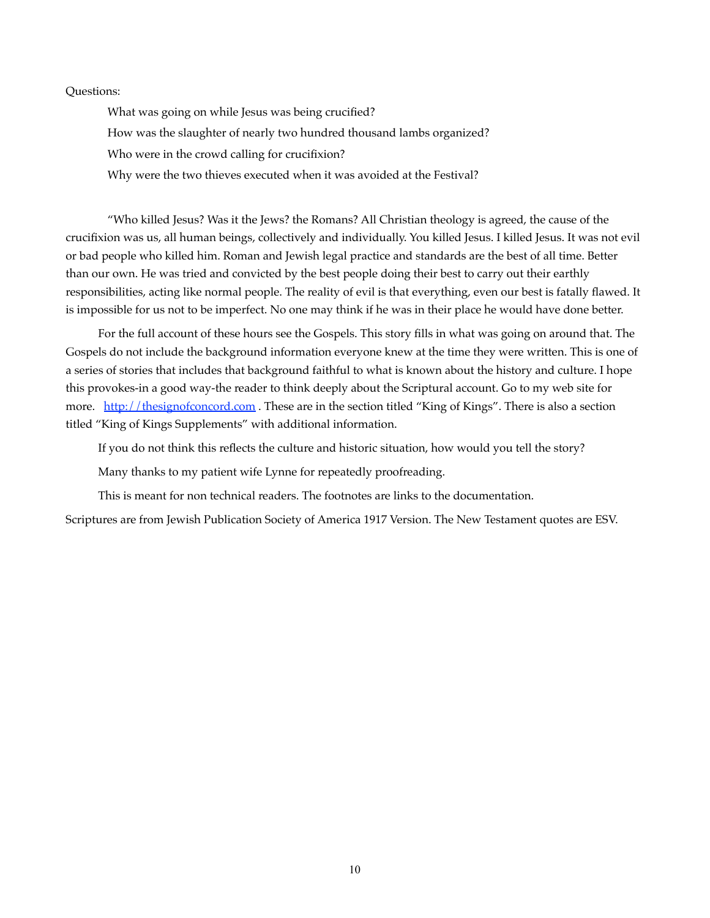Questions:

What was going on while Jesus was being crucified?

How was the slaughter of nearly two hundred thousand lambs organized?

Who were in the crowd calling for crucifixion?

Why were the two thieves executed when it was avoided at the Festival?

"Who killed Jesus? Was it the Jews? the Romans? All Christian theology is agreed, the cause of the crucifixion was us, all human beings, collectively and individually. You killed Jesus. I killed Jesus. It was not evil or bad people who killed him. Roman and Jewish legal practice and standards are the best of all time. Better than our own. He was tried and convicted by the best people doing their best to carry out their earthly responsibilities, acting like normal people. The reality of evil is that everything, even our best is fatally flawed. It is impossible for us not to be imperfect. No one may think if he was in their place he would have done better.

For the full account of these hours see the Gospels. This story fills in what was going on around that. The Gospels do not include the background information everyone knew at the time they were written. This is one of a series of stories that includes that background faithful to what is known about the history and culture. I hope this provokes-in a good way-the reader to think deeply about the Scriptural account. Go to my web site for more. [http://thesignofconcord.com](http://thesignofconcord.com) . These are in the section titled "King of Kings". There is also a section titled "King of Kings Supplements" with additional information.

If you do not think this reflects the culture and historic situation, how would you tell the story?

Many thanks to my patient wife Lynne for repeatedly proofreading.

This is meant for non technical readers. The footnotes are links to the documentation.

Scriptures are from Jewish Publication Society of America 1917 Version. The New Testament quotes are ESV.